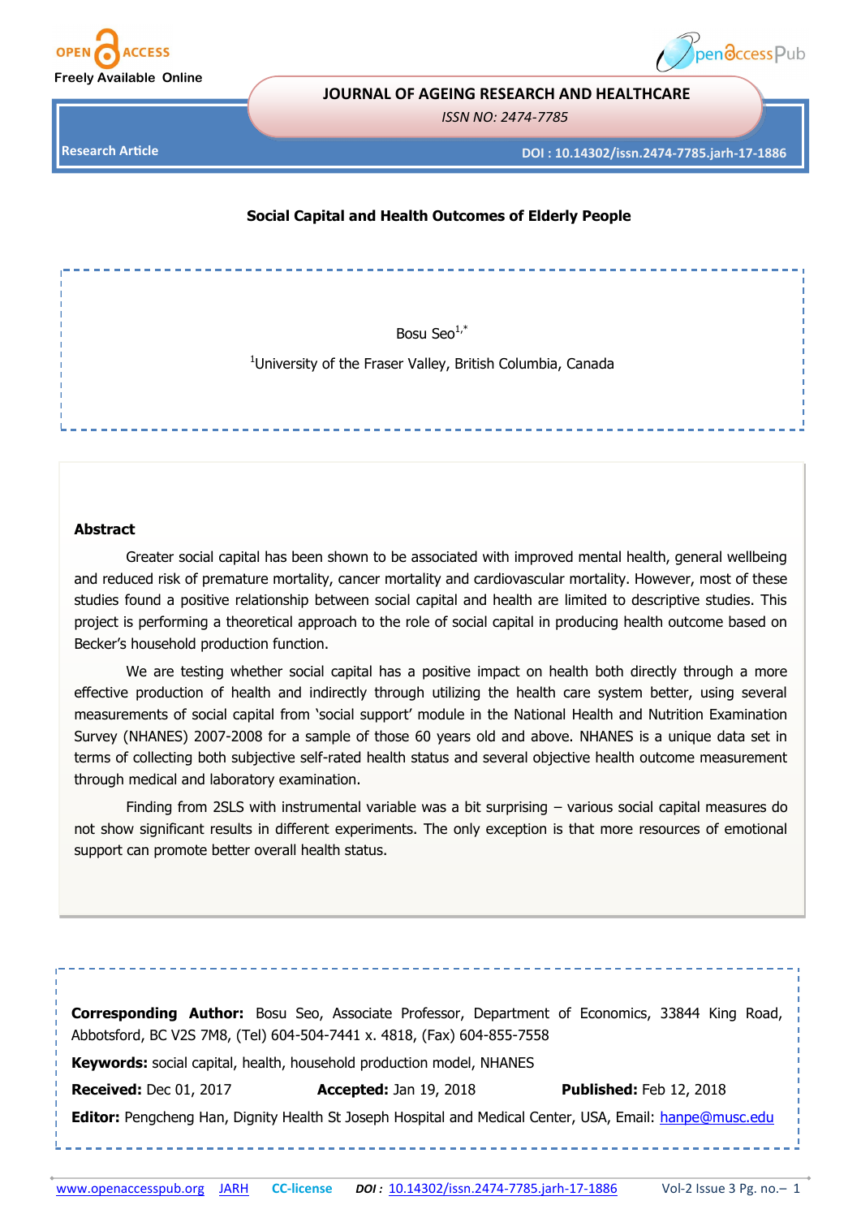**JOURNAL OF AGEING RESEARCH AND HEALTHCARE**

*ISSN NO: 2474-7785*

Research Article

DOI : 10.14302/issn.2474-7785.jarh-17-1886

# Social Capital and Health Outcomes of Elderly People

Bosu Seo[1,*]

[1]University of the Fraser Valley, British Columbia, Canada

## Abstract

Greater social capital has been shown to be associated with improved mental health, general wellbeing and reduced risk of premature mortality, cancer mortality and cardiovascular mortality. However, most of these studies found a positive relationship between social capital and health are limited to descriptive studies. This project is performing a theoretical approach to the role of social capital in producing health outcome based on Becker's household production function.

We are testing whether social capital has a positive impact on health both directly through a more effective production of health and indirectly through utilizing the health care system better, using several measurements of social capital from 'social support' module in the National Health and Nutrition Examination Survey (NHANES) 2007-2008 for a sample of those 60 years old and above. NHANES is a unique data set in terms of collecting both subjective self-rated health status and several objective health outcome measurement through medical and laboratory examination.

Finding from 2SLS with instrumental variable was a bit surprising – various social capital measures do not show significant results in different experiments. The only exception is that more resources of emotional support can promote better overall health status.

**Corresponding Author:** Bosu Seo, Associate Professor, Department of Economics, 33844 King Road, Abbotsford, BC V2S 7M8, (Tel) 604-504-7441 x. 4818, (Fax) 604-855-7558

**Keywords:** social capital, health, household production model, NHANES

**Received:** Dec 01, 2017 **Accepted:** Jan 19, 2018 **Published:** Feb 12, 2018

**Editor:** Pengcheng Han, Dignity Health St Joseph Hospital and Medical Center, USA, Email: hanpe@musc.edu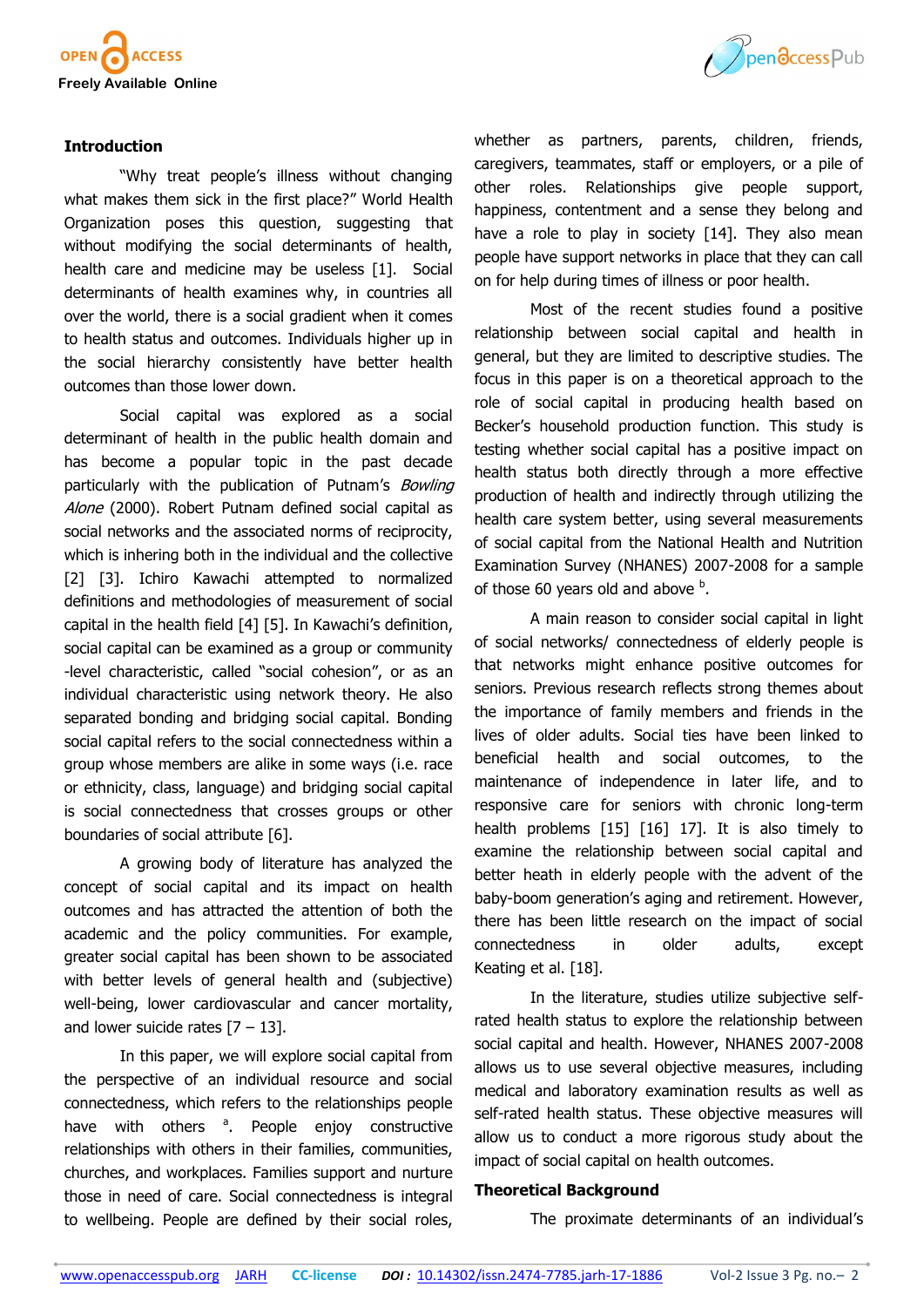## Introduction

"Why treat people's illness without changing what makes them sick in the first place?" World Health Organization poses this question, suggesting that without modifying the social determinants of health, health care and medicine may be useless [1]. Social determinants of health examines why, in countries all over the world, there is a social gradient when it comes to health status and outcomes. Individuals higher up in the social hierarchy consistently have better health outcomes than those lower down.

Social capital was explored as a social determinant of health in the public health domain and has become a popular topic in the past decade particularly with the publication of Putnam's *Bowling Alone* (2000). Robert Putnam defined social capital as social networks and the associated norms of reciprocity, which is inhering both in the individual and the collective [2] [3]. Ichiro Kawachi attempted to normalized definitions and methodologies of measurement of social capital in the health field [4] [5]. In Kawachi's definition, social capital can be examined as a group or community -level characteristic, called "social cohesion", or as an individual characteristic using network theory. He also separated bonding and bridging social capital. Bonding social capital refers to the social connectedness within a group whose members are alike in some ways (i.e. race or ethnicity, class, language) and bridging social capital is social connectedness that crosses groups or other boundaries of social attribute [6].

A growing body of literature has analyzed the concept of social capital and its impact on health outcomes and has attracted the attention of both the academic and the policy communities. For example, greater social capital has been shown to be associated with better levels of general health and (subjective) well-being, lower cardiovascular and cancer mortality, and lower suicide rates [7 – 13].

In this paper, we will explore social capital from the perspective of an individual resource and social connectedness, which refers to the relationships people have with others [a]. People enjoy constructive relationships with others in their families, communities, churches, and workplaces. Families support and nurture those in need of care. Social connectedness is integral to wellbeing. People are defined by their social roles, whether as partners, parents, children, friends, caregivers, teammates, staff or employers, or a pile of other roles. Relationships give people support, happiness, contentment and a sense they belong and have a role to play in society [14]. They also mean people have support networks in place that they can call on for help during times of illness or poor health.

Most of the recent studies found a positive relationship between social capital and health in general, but they are limited to descriptive studies. The focus in this paper is on a theoretical approach to the role of social capital in producing health based on Becker's household production function. This study is testing whether social capital has a positive impact on health status both directly through a more effective production of health and indirectly through utilizing the health care system better, using several measurements of social capital from the National Health and Nutrition Examination Survey (NHANES) 2007-2008 for a sample of those 60 years old and above [b].

A main reason to consider social capital in light of social networks/ connectedness of elderly people is that networks might enhance positive outcomes for seniors. Previous research reflects strong themes about the importance of family members and friends in the lives of older adults. Social ties have been linked to beneficial health and social outcomes, to the maintenance of independence in later life, and to responsive care for seniors with chronic long-term health problems [15] [16] 17]. It is also timely to examine the relationship between social capital and better heath in elderly people with the advent of the baby-boom generation's aging and retirement. However, there has been little research on the impact of social connectedness in older adults, except Keating et al. [18].

In the literature, studies utilize subjective self-rated health status to explore the relationship between social capital and health. However, NHANES 2007-2008 allows us to use several objective measures, including medical and laboratory examination results as well as self-rated health status. These objective measures will allow us to conduct a more rigorous study about the impact of social capital on health outcomes.

## Theoretical Background

The proximate determinants of an individual's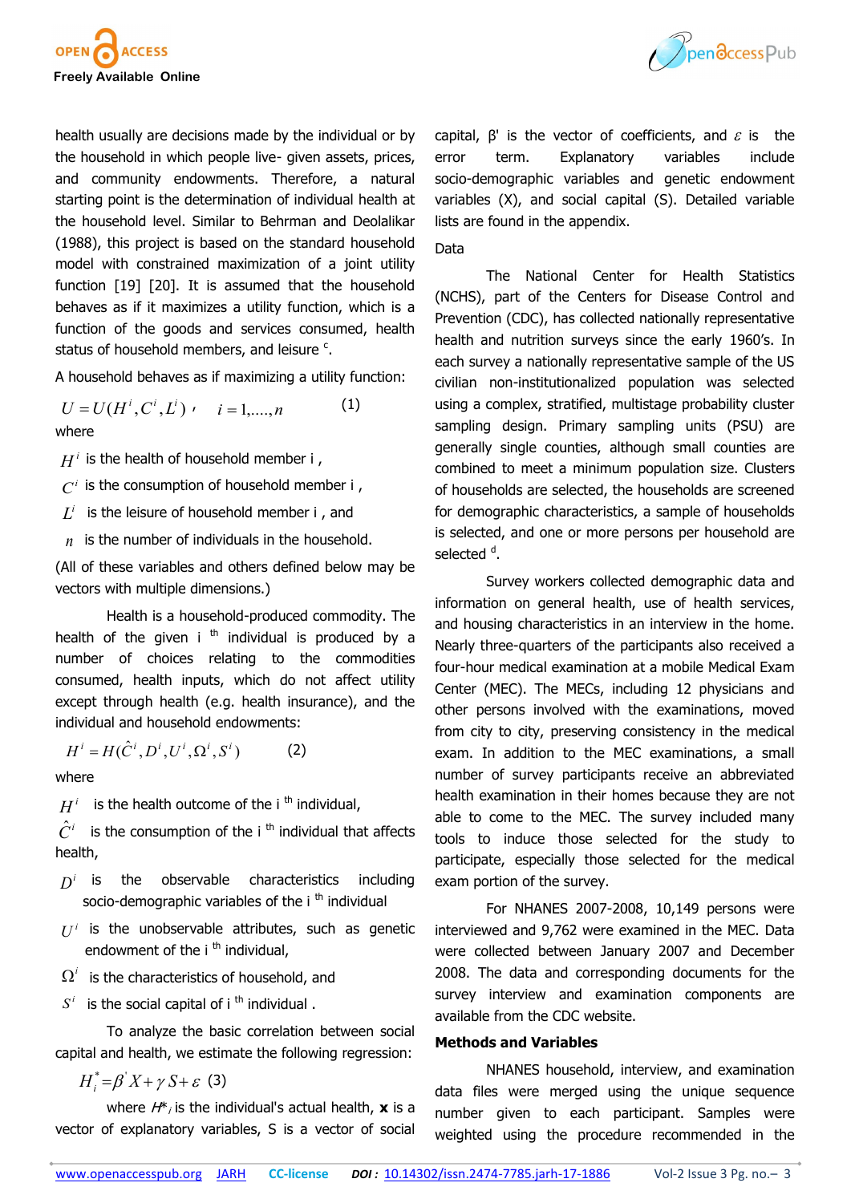health usually are decisions made by the individual or by the household in which people live- given assets, prices, and community endowments. Therefore, a natural starting point is the determination of individual health at the household level. Similar to Behrman and Deolalikar (1988), this project is based on the standard household model with constrained maximization of a joint utility function [19] [20]. It is assumed that the household behaves as if it maximizes a utility function, which is a function of the goods and services consumed, health status of household members, and leisure [c].

A household behaves as if maximizing a utility function:

$$U = U(H^i, C^i, L^i), \quad i = 1, \ldots, n \qquad (1)$$

where

$H^i$ is the health of household member i ,

$C^i$ is the consumption of household member i ,

$L^i$ is the leisure of household member i , and

$n$ is the number of individuals in the household.

(All of these variables and others defined below may be vectors with multiple dimensions.)

Health is a household-produced commodity. The health of the given i [th] individual is produced by a number of choices relating to the commodities consumed, health inputs, which do not affect utility except through health (e.g. health insurance), and the individual and household endowments:

$$H^i = H(\hat{C}^i, D^i, U^i, \Omega^i, S^i) \qquad (2)$$

where

$H^i$ is the health outcome of the i [th] individual,

$\hat{C}^i$ is the consumption of the i [th] individual that affects health,

$D^i$ is the observable characteristics including socio-demographic variables of the i [th] individual

$U^i$ is the unobservable attributes, such as genetic endowment of the i [th] individual,

$\Omega^i$ is the characteristics of household, and

$S^i$ is the social capital of i [th] individual .

To analyze the basic correlation between social capital and health, we estimate the following regression:

$$H_i^* = \beta' X + \gamma S + \varepsilon \quad (3)$$

where $H^*_i$ is the individual's actual health, **x** is a vector of explanatory variables, S is a vector of social capital, β' is the vector of coefficients, and $\varepsilon$ is the error term. Explanatory variables include socio-demographic variables and genetic endowment variables (X), and social capital (S). Detailed variable lists are found in the appendix.

Data

The National Center for Health Statistics (NCHS), part of the Centers for Disease Control and Prevention (CDC), has collected nationally representative health and nutrition surveys since the early 1960's. In each survey a nationally representative sample of the US civilian non-institutionalized population was selected using a complex, stratified, multistage probability cluster sampling design. Primary sampling units (PSU) are generally single counties, although small counties are combined to meet a minimum population size. Clusters of households are selected, the households are screened for demographic characteristics, a sample of households is selected, and one or more persons per household are selected [d].

Survey workers collected demographic data and information on general health, use of health services, and housing characteristics in an interview in the home. Nearly three-quarters of the participants also received a four-hour medical examination at a mobile Medical Exam Center (MEC). The MECs, including 12 physicians and other persons involved with the examinations, moved from city to city, preserving consistency in the medical exam. In addition to the MEC examinations, a small number of survey participants receive an abbreviated health examination in their homes because they are not able to come to the MEC. The survey included many tools to induce those selected for the study to participate, especially those selected for the medical exam portion of the survey.

For NHANES 2007-2008, 10,149 persons were interviewed and 9,762 were examined in the MEC. Data were collected between January 2007 and December 2008. The data and corresponding documents for the survey interview and examination components are available from the CDC website.

**Methods and Variables**

NHANES household, interview, and examination data files were merged using the unique sequence number given to each participant. Samples were weighted using the procedure recommended in the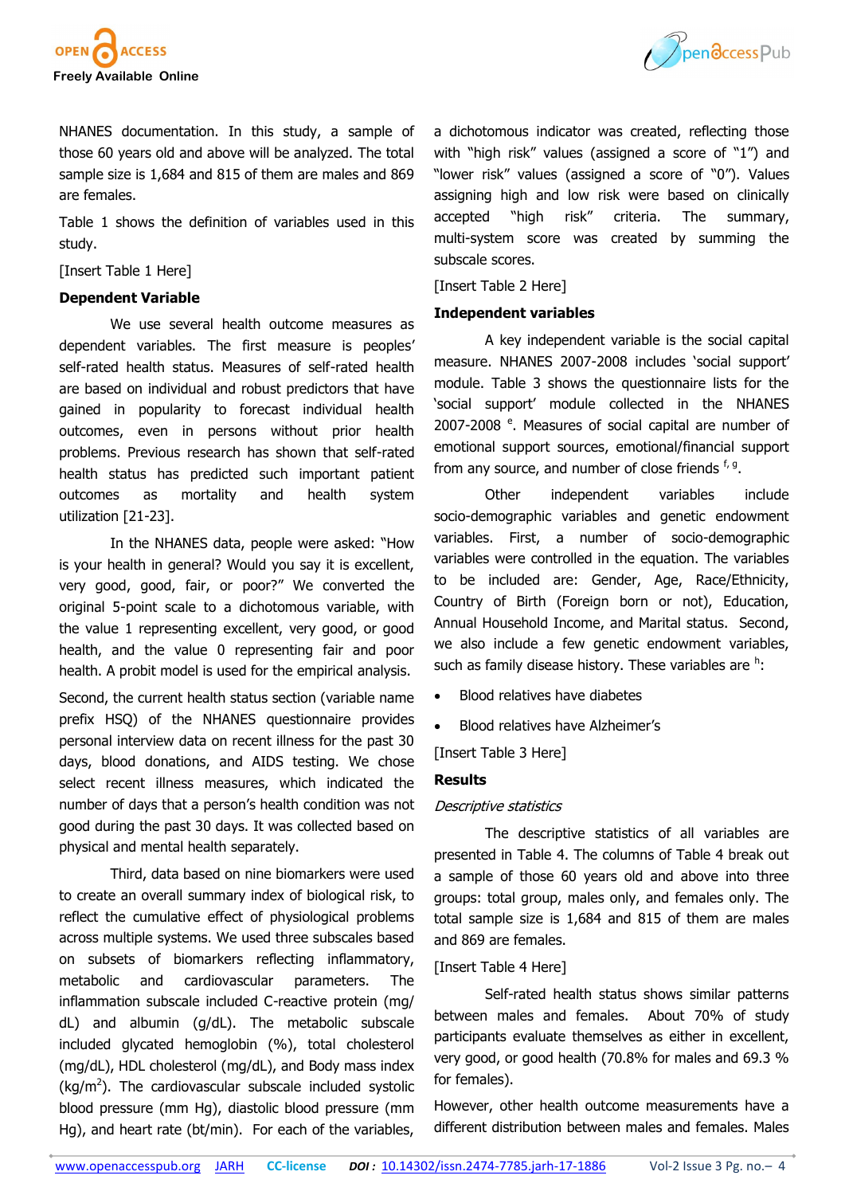NHANES documentation. In this study, a sample of those 60 years old and above will be analyzed. The total sample size is 1,684 and 815 of them are males and 869 are females.

Table 1 shows the definition of variables used in this study.

[Insert Table 1 Here]

**Dependent Variable**

We use several health outcome measures as dependent variables. The first measure is peoples' self-rated health status. Measures of self-rated health are based on individual and robust predictors that have gained in popularity to forecast individual health outcomes, even in persons without prior health problems. Previous research has shown that self-rated health status has predicted such important patient outcomes as mortality and health system utilization [21-23].

In the NHANES data, people were asked: "How is your health in general? Would you say it is excellent, very good, good, fair, or poor?" We converted the original 5-point scale to a dichotomous variable, with the value 1 representing excellent, very good, or good health, and the value 0 representing fair and poor health. A probit model is used for the empirical analysis.

Second, the current health status section (variable name prefix HSQ) of the NHANES questionnaire provides personal interview data on recent illness for the past 30 days, blood donations, and AIDS testing. We chose select recent illness measures, which indicated the number of days that a person's health condition was not good during the past 30 days. It was collected based on physical and mental health separately.

Third, data based on nine biomarkers were used to create an overall summary index of biological risk, to reflect the cumulative effect of physiological problems across multiple systems. We used three subscales based on subsets of biomarkers reflecting inflammatory, metabolic and cardiovascular parameters. The inflammation subscale included C-reactive protein (mg/dL) and albumin (g/dL). The metabolic subscale included glycated hemoglobin (%), total cholesterol (mg/dL), HDL cholesterol (mg/dL), and Body mass index (kg/m$^2$). The cardiovascular subscale included systolic blood pressure (mm Hg), diastolic blood pressure (mm Hg), and heart rate (bt/min). For each of the variables, a dichotomous indicator was created, reflecting those with "high risk" values (assigned a score of "1") and "lower risk" values (assigned a score of "0"). Values assigning high and low risk were based on clinically accepted "high risk" criteria. The summary, multi-system score was created by summing the subscale scores.

[Insert Table 2 Here]

**Independent variables**

A key independent variable is the social capital measure. NHANES 2007-2008 includes 'social support' module. Table 3 shows the questionnaire lists for the 'social support' module collected in the NHANES 2007-2008 [e]. Measures of social capital are number of emotional support sources, emotional/financial support from any source, and number of close friends [f, g].

Other independent variables include socio-demographic variables and genetic endowment variables. First, a number of socio-demographic variables were controlled in the equation. The variables to be included are: Gender, Age, Race/Ethnicity, Country of Birth (Foreign born or not), Education, Annual Household Income, and Marital status. Second, we also include a few genetic endowment variables, such as family disease history. These variables are [h]:

- Blood relatives have diabetes
- Blood relatives have Alzheimer's

[Insert Table 3 Here]

**Results**

*Descriptive statistics*

The descriptive statistics of all variables are presented in Table 4. The columns of Table 4 break out a sample of those 60 years old and above into three groups: total group, males only, and females only. The total sample size is 1,684 and 815 of them are males and 869 are females.

[Insert Table 4 Here]

Self-rated health status shows similar patterns between males and females. About 70% of study participants evaluate themselves as either in excellent, very good, or good health (70.8% for males and 69.3 % for females).

However, other health outcome measurements have a different distribution between males and females. Males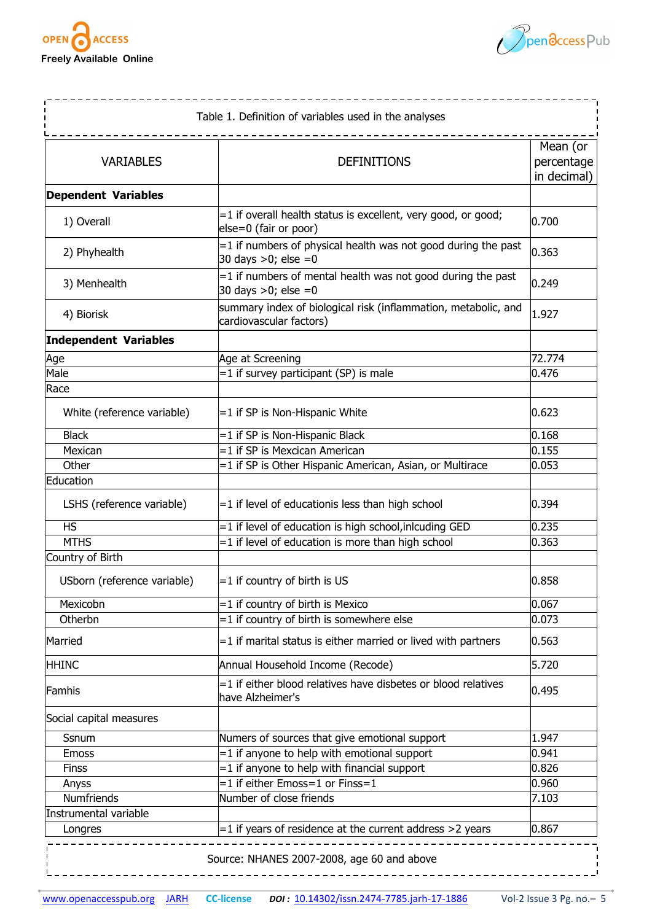Table 1. Definition of variables used in the analyses

| VARIABLES | DEFINITIONS | Mean (or percentage in decimal) |
|---|---|---|
| **Dependent Variables** | | |
| 1) Overall | =1 if overall health status is excellent, very good, or good; else=0 (fair or poor) | 0.700 |
| 2) Phyhealth | =1 if numbers of physical health was not good during the past 30 days >0; else =0 | 0.363 |
| 3) Menhealth | =1 if numbers of mental health was not good during the past 30 days >0; else =0 | 0.249 |
| 4) Biorisk | summary index of biological risk (inflammation, metabolic, and cardiovascular factors) | 1.927 |
| **Independent Variables** | | |
| Age | Age at Screening | 72.774 |
| Male | =1 if survey participant (SP) is male | 0.476 |
| Race | | |
| White (reference variable) | =1 if SP is Non-Hispanic White | 0.623 |
| Black | =1 if SP is Non-Hispanic Black | 0.168 |
| Mexican | =1 if SP is Mexcican American | 0.155 |
| Other | =1 if SP is Other Hispanic American, Asian, or Multirace | 0.053 |
| Education | | |
| LSHS (reference variable) | =1 if level of educationis less than high school | 0.394 |
| HS | =1 if level of education is high school,inlcuding GED | 0.235 |
| MTHS | =1 if level of education is more than high school | 0.363 |
| Country of Birth | | |
| USborn (reference variable) | =1 if country of birth is US | 0.858 |
| Mexicobn | =1 if country of birth is Mexico | 0.067 |
| Otherbn | =1 if country of birth is somewhere else | 0.073 |
| Married | =1 if marital status is either married or lived with partners | 0.563 |
| HHINC | Annual Household Income (Recode) | 5.720 |
| Famhis | =1 if either blood relatives have disbetes or blood relatives have Alzheimer's | 0.495 |
| Social capital measures | | |
| Ssnum | Numers of sources that give emotional support | 1.947 |
| Emoss | =1 if anyone to help with emotional support | 0.941 |
| Finss | =1 if anyone to help with financial support | 0.826 |
| Anyss | =1 if either Emoss=1 or Finss=1 | 0.960 |
| Numfriends | Number of close friends | 7.103 |
| Instrumental variable | | |
| Longres | =1 if years of residence at the current address >2 years | 0.867 |

Source: NHANES 2007-2008, age 60 and above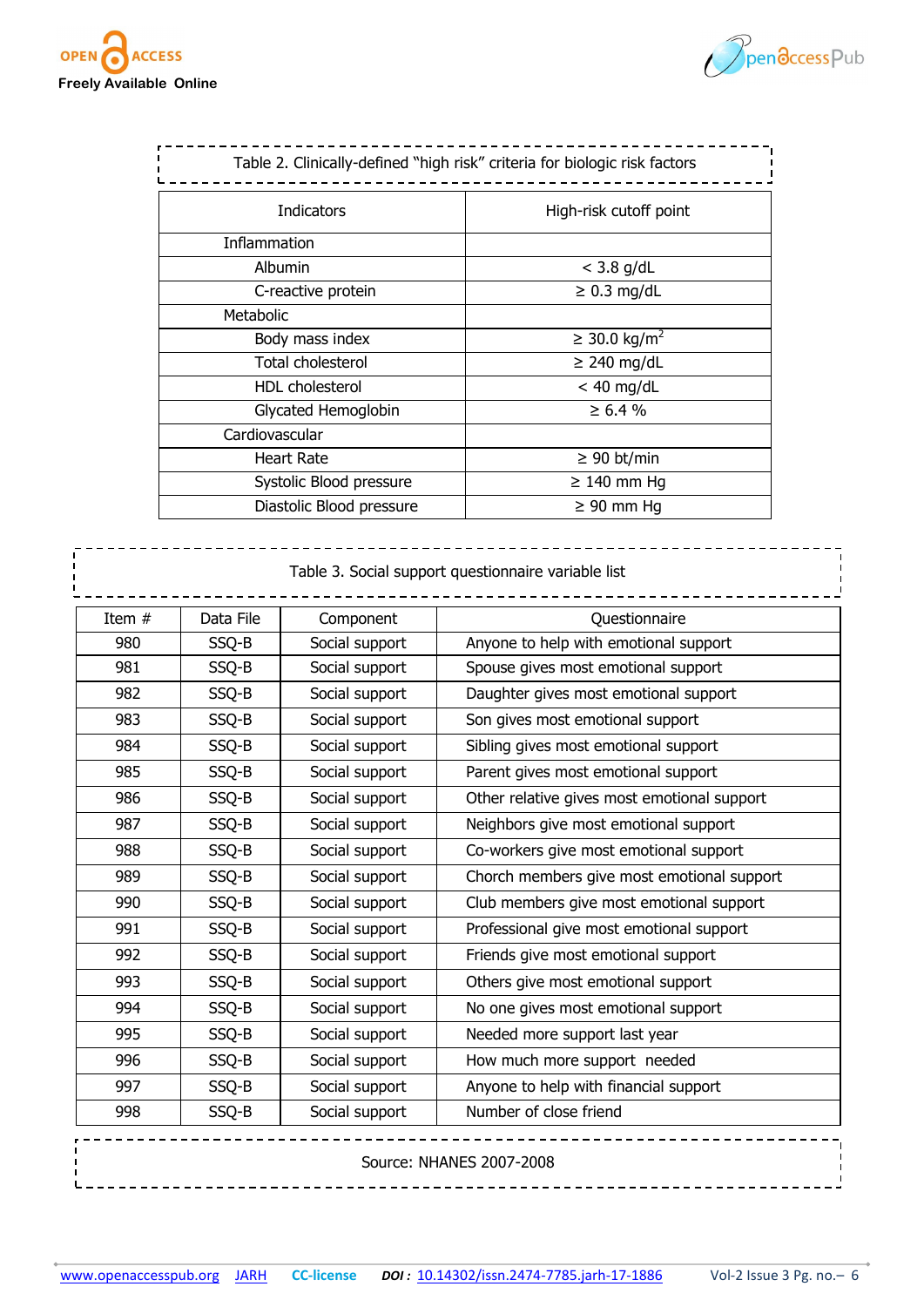Table 2. Clinically-defined "high risk" criteria for biologic risk factors

| Indicators | High-risk cutoff point |
| --- | --- |
| Inflammation | |
| Albumin | < 3.8 g/dL |
| C-reactive protein | ≥ 0.3 mg/dL |
| Metabolic | |
| Body mass index | ≥ 30.0 kg/m$^2$ |
| Total cholesterol | ≥ 240 mg/dL |
| HDL cholesterol | < 40 mg/dL |
| Glycated Hemoglobin | ≥ 6.4 % |
| Cardiovascular | |
| Heart Rate | ≥ 90 bt/min |
| Systolic Blood pressure | ≥ 140 mm Hg |
| Diastolic Blood pressure | ≥ 90 mm Hg |

Table 3. Social support questionnaire variable list

| Item # | Data File | Component | Questionnaire |
| --- | --- | --- | --- |
| 980 | SSQ-B | Social support | Anyone to help with emotional support |
| 981 | SSQ-B | Social support | Spouse gives most emotional support |
| 982 | SSQ-B | Social support | Daughter gives most emotional support |
| 983 | SSQ-B | Social support | Son gives most emotional support |
| 984 | SSQ-B | Social support | Sibling gives most emotional support |
| 985 | SSQ-B | Social support | Parent gives most emotional support |
| 986 | SSQ-B | Social support | Other relative gives most emotional support |
| 987 | SSQ-B | Social support | Neighbors give most emotional support |
| 988 | SSQ-B | Social support | Co-workers give most emotional support |
| 989 | SSQ-B | Social support | Chorch members give most emotional support |
| 990 | SSQ-B | Social support | Club members give most emotional support |
| 991 | SSQ-B | Social support | Professional give most emotional support |
| 992 | SSQ-B | Social support | Friends give most emotional support |
| 993 | SSQ-B | Social support | Others give most emotional support |
| 994 | SSQ-B | Social support | No one gives most emotional support |
| 995 | SSQ-B | Social support | Needed more support last year |
| 996 | SSQ-B | Social support | How much more support needed |
| 997 | SSQ-B | Social support | Anyone to help with financial support |
| 998 | SSQ-B | Social support | Number of close friend |

Source: NHANES 2007-2008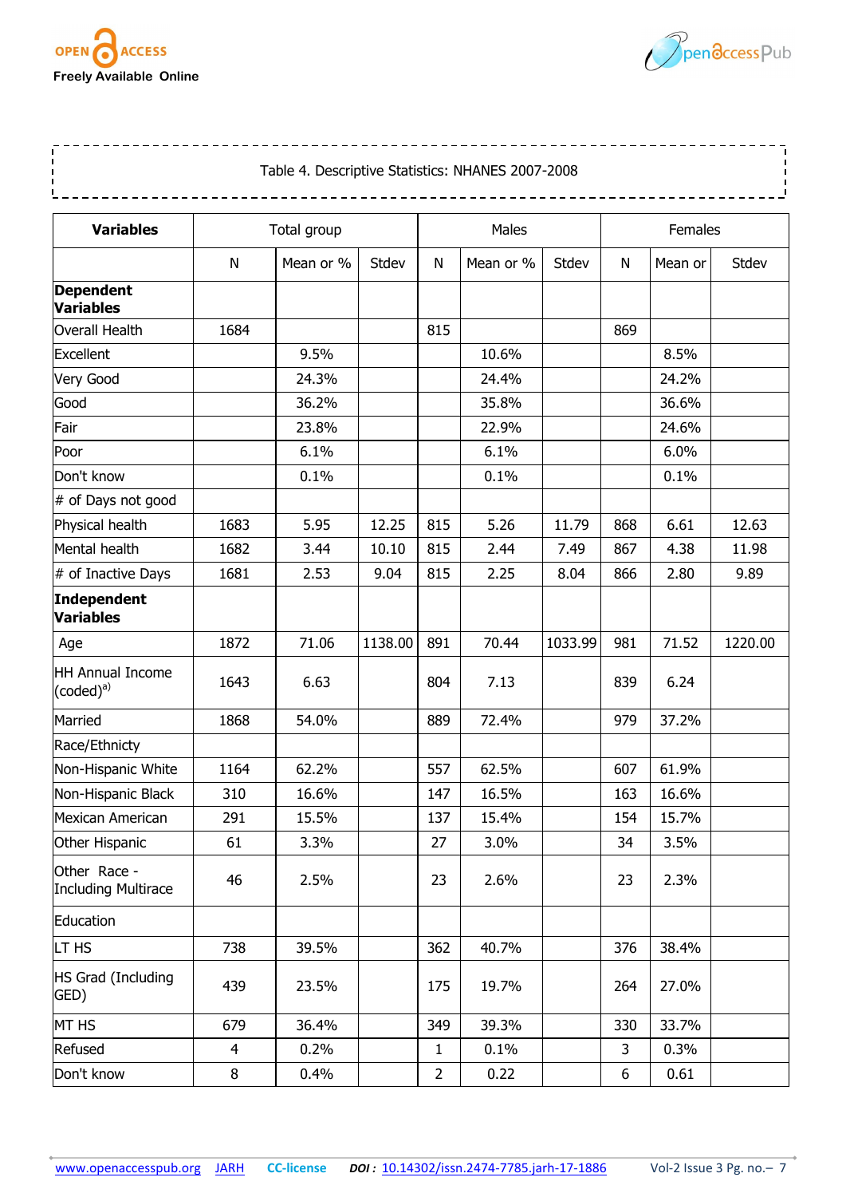Table 4. Descriptive Statistics: NHANES 2007-2008

| Variables | Total group | | | Males | | | Females | | |
|---|---|---|---|---|---|---|---|---|---|
| | N | Mean or % | Stdev | N | Mean or % | Stdev | N | Mean or | Stdev |
| **Dependent Variables** | | | | | | | | | |
| Overall Health | 1684 | | | 815 | | | 869 | | |
| Excellent | | 9.5% | | | 10.6% | | | 8.5% | |
| Very Good | | 24.3% | | | 24.4% | | | 24.2% | |
| Good | | 36.2% | | | 35.8% | | | 36.6% | |
| Fair | | 23.8% | | | 22.9% | | | 24.6% | |
| Poor | | 6.1% | | | 6.1% | | | 6.0% | |
| Don't know | | 0.1% | | | 0.1% | | | 0.1% | |
| # of Days not good | | | | | | | | | |
| Physical health | 1683 | 5.95 | 12.25 | 815 | 5.26 | 11.79 | 868 | 6.61 | 12.63 |
| Mental health | 1682 | 3.44 | 10.10 | 815 | 2.44 | 7.49 | 867 | 4.38 | 11.98 |
| # of Inactive Days | 1681 | 2.53 | 9.04 | 815 | 2.25 | 8.04 | 866 | 2.80 | 9.89 |
| **Independent Variables** | | | | | | | | | |
| Age | 1872 | 71.06 | 1138.00 | 891 | 70.44 | 1033.99 | 981 | 71.52 | 1220.00 |
| HH Annual Income (coded)[a)] | 1643 | 6.63 | | 804 | 7.13 | | 839 | 6.24 | |
| Married | 1868 | 54.0% | | 889 | 72.4% | | 979 | 37.2% | |
| Race/Ethnicty | | | | | | | | | |
| Non-Hispanic White | 1164 | 62.2% | | 557 | 62.5% | | 607 | 61.9% | |
| Non-Hispanic Black | 310 | 16.6% | | 147 | 16.5% | | 163 | 16.6% | |
| Mexican American | 291 | 15.5% | | 137 | 15.4% | | 154 | 15.7% | |
| Other Hispanic | 61 | 3.3% | | 27 | 3.0% | | 34 | 3.5% | |
| Other Race - Including Multirace | 46 | 2.5% | | 23 | 2.6% | | 23 | 2.3% | |
| Education | | | | | | | | | |
| LT HS | 738 | 39.5% | | 362 | 40.7% | | 376 | 38.4% | |
| HS Grad (Including GED) | 439 | 23.5% | | 175 | 19.7% | | 264 | 27.0% | |
| MT HS | 679 | 36.4% | | 349 | 39.3% | | 330 | 33.7% | |
| Refused | 4 | 0.2% | | 1 | 0.1% | | 3 | 0.3% | |
| Don't know | 8 | 0.4% | | 2 | 0.22 | | 6 | 0.61 | |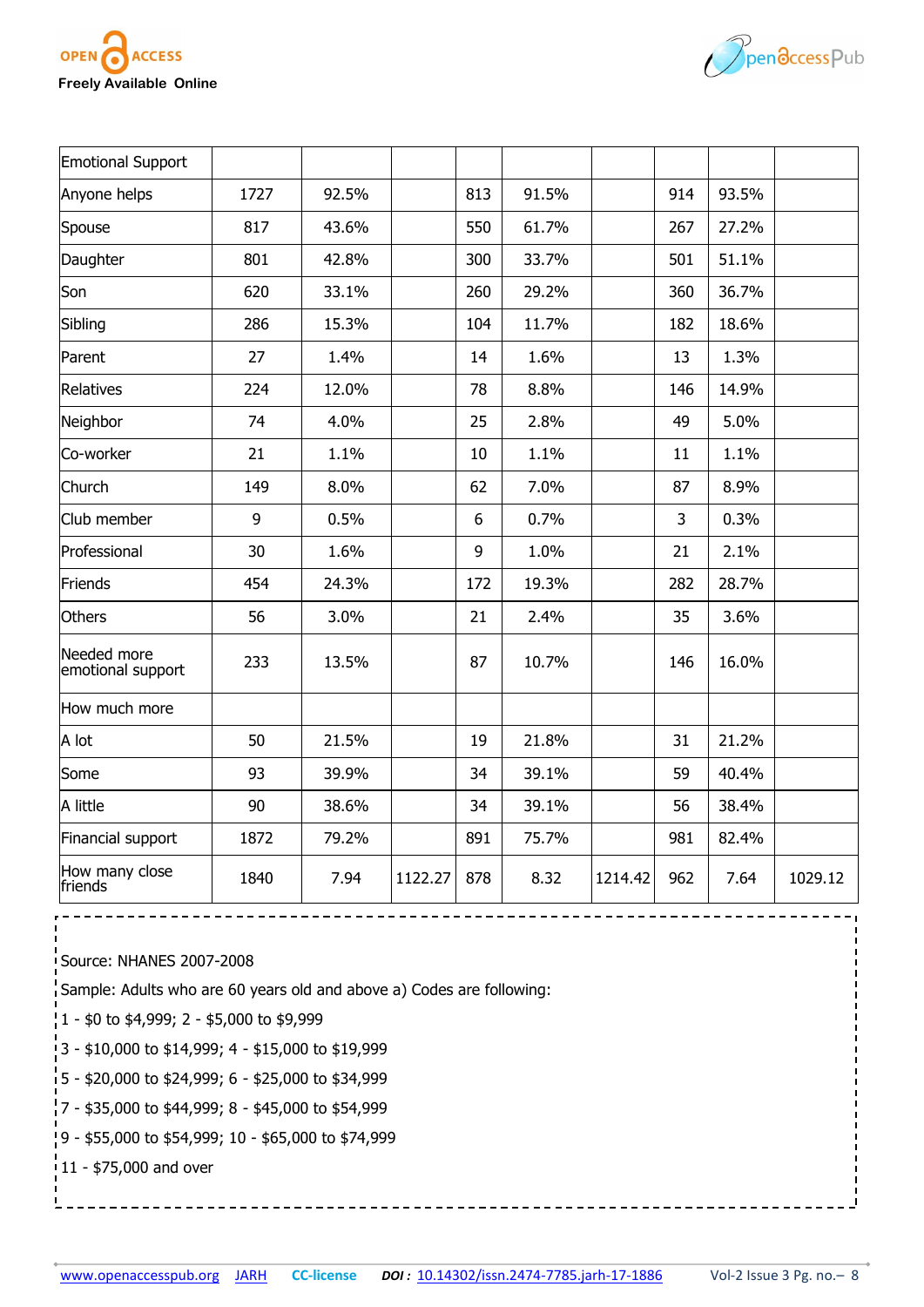| Emotional Support | | | | | | | | | |
|---|---|---|---|---|---|---|---|---|---|
| Anyone helps | 1727 | 92.5% | | 813 | 91.5% | | 914 | 93.5% | |
| Spouse | 817 | 43.6% | | 550 | 61.7% | | 267 | 27.2% | |
| Daughter | 801 | 42.8% | | 300 | 33.7% | | 501 | 51.1% | |
| Son | 620 | 33.1% | | 260 | 29.2% | | 360 | 36.7% | |
| Sibling | 286 | 15.3% | | 104 | 11.7% | | 182 | 18.6% | |
| Parent | 27 | 1.4% | | 14 | 1.6% | | 13 | 1.3% | |
| Relatives | 224 | 12.0% | | 78 | 8.8% | | 146 | 14.9% | |
| Neighbor | 74 | 4.0% | | 25 | 2.8% | | 49 | 5.0% | |
| Co-worker | 21 | 1.1% | | 10 | 1.1% | | 11 | 1.1% | |
| Church | 149 | 8.0% | | 62 | 7.0% | | 87 | 8.9% | |
| Club member | 9 | 0.5% | | 6 | 0.7% | | 3 | 0.3% | |
| Professional | 30 | 1.6% | | 9 | 1.0% | | 21 | 2.1% | |
| Friends | 454 | 24.3% | | 172 | 19.3% | | 282 | 28.7% | |
| Others | 56 | 3.0% | | 21 | 2.4% | | 35 | 3.6% | |
| Needed more emotional support | 233 | 13.5% | | 87 | 10.7% | | 146 | 16.0% | |
| How much more | | | | | | | | | |
| A lot | 50 | 21.5% | | 19 | 21.8% | | 31 | 21.2% | |
| Some | 93 | 39.9% | | 34 | 39.1% | | 59 | 40.4% | |
| A little | 90 | 38.6% | | 34 | 39.1% | | 56 | 38.4% | |
| Financial support | 1872 | 79.2% | | 891 | 75.7% | | 981 | 82.4% | |
| How many close friends | 1840 | 7.94 | 1122.27 | 878 | 8.32 | 1214.42 | 962 | 7.64 | 1029.12 |

Source: NHANES 2007-2008

Sample: Adults who are 60 years old and above a) Codes are following:

1 - $0 to $4,999; 2 - $5,000 to $9,999

3 - $10,000 to $14,999; 4 - $15,000 to $19,999

5 - $20,000 to $24,999; 6 - $25,000 to $34,999

7 - $35,000 to $44,999; 8 - $45,000 to $54,999

9 - $55,000 to $54,999; 10 - $65,000 to $74,999

11 - $75,000 and over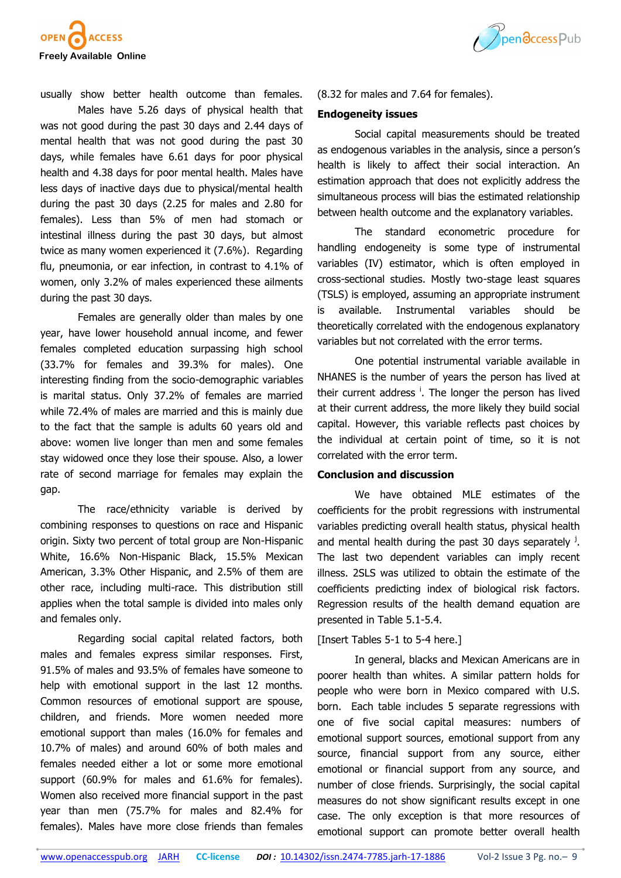usually show better health outcome than females. Males have 5.26 days of physical health that was not good during the past 30 days and 2.44 days of mental health that was not good during the past 30 days, while females have 6.61 days for poor physical health and 4.38 days for poor mental health. Males have less days of inactive days due to physical/mental health during the past 30 days (2.25 for males and 2.80 for females). Less than 5% of men had stomach or intestinal illness during the past 30 days, but almost twice as many women experienced it (7.6%). Regarding flu, pneumonia, or ear infection, in contrast to 4.1% of women, only 3.2% of males experienced these ailments during the past 30 days.

Females are generally older than males by one year, have lower household annual income, and fewer females completed education surpassing high school (33.7% for females and 39.3% for males). One interesting finding from the socio-demographic variables is marital status. Only 37.2% of females are married while 72.4% of males are married and this is mainly due to the fact that the sample is adults 60 years old and above: women live longer than men and some females stay widowed once they lose their spouse. Also, a lower rate of second marriage for females may explain the gap.

The race/ethnicity variable is derived by combining responses to questions on race and Hispanic origin. Sixty two percent of total group are Non-Hispanic White, 16.6% Non-Hispanic Black, 15.5% Mexican American, 3.3% Other Hispanic, and 2.5% of them are other race, including multi-race. This distribution still applies when the total sample is divided into males only and females only.

Regarding social capital related factors, both males and females express similar responses. First, 91.5% of males and 93.5% of females have someone to help with emotional support in the last 12 months. Common resources of emotional support are spouse, children, and friends. More women needed more emotional support than males (16.0% for females and 10.7% of males) and around 60% of both males and females needed either a lot or some more emotional support (60.9% for males and 61.6% for females). Women also received more financial support in the past year than men (75.7% for males and 82.4% for females). Males have more close friends than females (8.32 for males and 7.64 for females).

**Endogeneity issues**

Social capital measurements should be treated as endogenous variables in the analysis, since a person's health is likely to affect their social interaction. An estimation approach that does not explicitly address the simultaneous process will bias the estimated relationship between health outcome and the explanatory variables.

The standard econometric procedure for handling endogeneity is some type of instrumental variables (IV) estimator, which is often employed in cross-sectional studies. Mostly two-stage least squares (TSLS) is employed, assuming an appropriate instrument is available. Instrumental variables should be theoretically correlated with the endogenous explanatory variables but not correlated with the error terms.

One potential instrumental variable available in NHANES is the number of years the person has lived at their current address [i]. The longer the person has lived at their current address, the more likely they build social capital. However, this variable reflects past choices by the individual at certain point of time, so it is not correlated with the error term.

**Conclusion and discussion**

We have obtained MLE estimates of the coefficients for the probit regressions with instrumental variables predicting overall health status, physical health and mental health during the past 30 days separately [j]. The last two dependent variables can imply recent illness. 2SLS was utilized to obtain the estimate of the coefficients predicting index of biological risk factors. Regression results of the health demand equation are presented in Table 5.1-5.4.

[Insert Tables 5-1 to 5-4 here.]

In general, blacks and Mexican Americans are in poorer health than whites. A similar pattern holds for people who were born in Mexico compared with U.S. born. Each table includes 5 separate regressions with one of five social capital measures: numbers of emotional support sources, emotional support from any source, financial support from any source, either emotional or financial support from any source, and number of close friends. Surprisingly, the social capital measures do not show significant results except in one case. The only exception is that more resources of emotional support can promote better overall health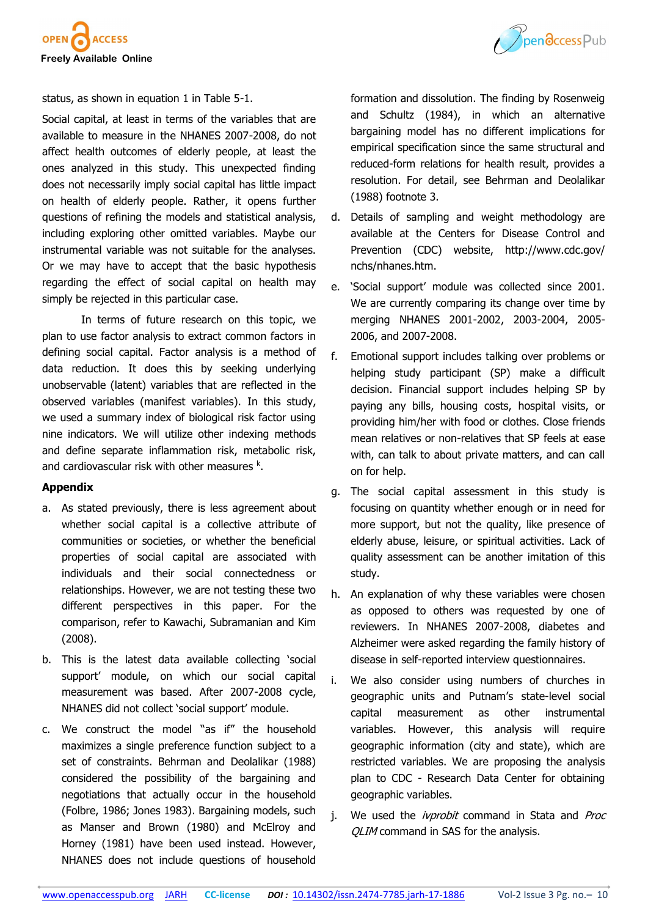status, as shown in equation 1 in Table 5-1.

Social capital, at least in terms of the variables that are available to measure in the NHANES 2007-2008, do not affect health outcomes of elderly people, at least the ones analyzed in this study. This unexpected finding does not necessarily imply social capital has little impact on health of elderly people. Rather, it opens further questions of refining the models and statistical analysis, including exploring other omitted variables. Maybe our instrumental variable was not suitable for the analyses. Or we may have to accept that the basic hypothesis regarding the effect of social capital on health may simply be rejected in this particular case.

In terms of future research on this topic, we plan to use factor analysis to extract common factors in defining social capital. Factor analysis is a method of data reduction. It does this by seeking underlying unobservable (latent) variables that are reflected in the observed variables (manifest variables). In this study, we used a summary index of biological risk factor using nine indicators. We will utilize other indexing methods and define separate inflammation risk, metabolic risk, and cardiovascular risk with other measures [k].

**Appendix**

a. As stated previously, there is less agreement about whether social capital is a collective attribute of communities or societies, or whether the beneficial properties of social capital are associated with individuals and their social connectedness or relationships. However, we are not testing these two different perspectives in this paper. For the comparison, refer to Kawachi, Subramanian and Kim (2008).

b. This is the latest data available collecting 'social support' module, on which our social capital measurement was based. After 2007-2008 cycle, NHANES did not collect 'social support' module.

c. We construct the model "as if" the household maximizes a single preference function subject to a set of constraints. Behrman and Deolalikar (1988) considered the possibility of the bargaining and negotiations that actually occur in the household (Folbre, 1986; Jones 1983). Bargaining models, such as Manser and Brown (1980) and McElroy and Horney (1981) have been used instead. However, NHANES does not include questions of household formation and dissolution. The finding by Rosenweig and Schultz (1984), in which an alternative bargaining model has no different implications for empirical specification since the same structural and reduced-form relations for health result, provides a resolution. For detail, see Behrman and Deolalikar (1988) footnote 3.

d. Details of sampling and weight methodology are available at the Centers for Disease Control and Prevention (CDC) website, http://www.cdc.gov/nchs/nhanes.htm.

e. 'Social support' module was collected since 2001. We are currently comparing its change over time by merging NHANES 2001-2002, 2003-2004, 2005-2006, and 2007-2008.

f. Emotional support includes talking over problems or helping study participant (SP) make a difficult decision. Financial support includes helping SP by paying any bills, housing costs, hospital visits, or providing him/her with food or clothes. Close friends mean relatives or non-relatives that SP feels at ease with, can talk to about private matters, and can call on for help.

g. The social capital assessment in this study is focusing on quantity whether enough or in need for more support, but not the quality, like presence of elderly abuse, leisure, or spiritual activities. Lack of quality assessment can be another imitation of this study.

h. An explanation of why these variables were chosen as opposed to others was requested by one of reviewers. In NHANES 2007-2008, diabetes and Alzheimer were asked regarding the family history of disease in self-reported interview questionnaires.

i. We also consider using numbers of churches in geographic units and Putnam's state-level social capital measurement as other instrumental variables. However, this analysis will require geographic information (city and state), which are restricted variables. We are proposing the analysis plan to CDC - Research Data Center for obtaining geographic variables.

j. We used the *ivprobit* command in Stata and *Proc QLIM* command in SAS for the analysis.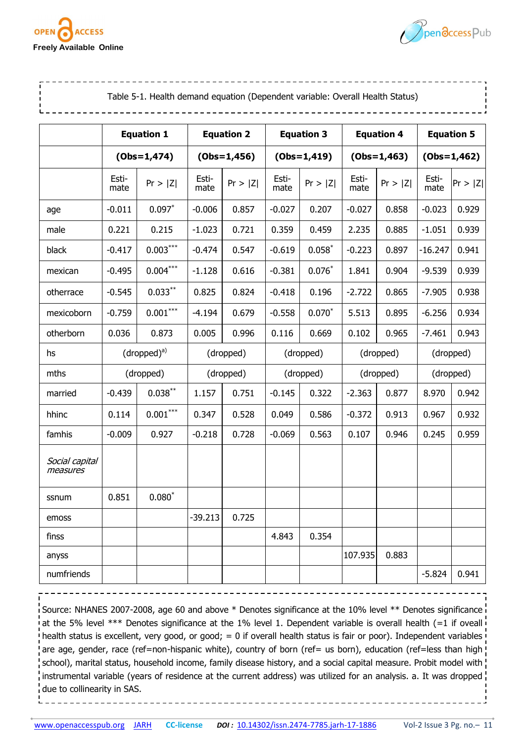Table 5-1. Health demand equation (Dependent variable: Overall Health Status)

| | Equation 1 | | Equation 2 | | Equation 3 | | Equation 4 | | Equation 5 | |
|---|---|---|---|---|---|---|---|---|---|---|
| | (Obs=1,474) | | (Obs=1,456) | | (Obs=1,419) | | (Obs=1,463) | | (Obs=1,462) | |
| | Estimate | Pr > \|Z\| | Estimate | Pr > \|Z\| | Estimate | Pr > \|Z\| | Estimate | Pr > \|Z\| | Estimate | Pr > \|Z\| |
| age | -0.011 | 0.097* | -0.006 | 0.857 | -0.027 | 0.207 | -0.027 | 0.858 | -0.023 | 0.929 |
| male | 0.221 | 0.215 | -1.023 | 0.721 | 0.359 | 0.459 | 2.235 | 0.885 | -1.051 | 0.939 |
| black | -0.417 | 0.003*** | -0.474 | 0.547 | -0.619 | 0.058* | -0.223 | 0.897 | -16.247 | 0.941 |
| mexican | -0.495 | 0.004*** | -1.128 | 0.616 | -0.381 | 0.076* | 1.841 | 0.904 | -9.539 | 0.939 |
| otherrace | -0.545 | 0.033** | 0.825 | 0.824 | -0.418 | 0.196 | -2.722 | 0.865 | -7.905 | 0.938 |
| mexicoborn | -0.759 | 0.001*** | -4.194 | 0.679 | -0.558 | 0.070* | 5.513 | 0.895 | -6.256 | 0.934 |
| otherborn | 0.036 | 0.873 | 0.005 | 0.996 | 0.116 | 0.669 | 0.102 | 0.965 | -7.461 | 0.943 |
| hs | (dropped)[a)] | | (dropped) | | (dropped) | | (dropped) | | (dropped) | |
| mths | (dropped) | | (dropped) | | (dropped) | | (dropped) | | (dropped) | |
| married | -0.439 | 0.038** | 1.157 | 0.751 | -0.145 | 0.322 | -2.363 | 0.877 | 8.970 | 0.942 |
| hhinc | 0.114 | 0.001*** | 0.347 | 0.528 | 0.049 | 0.586 | -0.372 | 0.913 | 0.967 | 0.932 |
| famhis | -0.009 | 0.927 | -0.218 | 0.728 | -0.069 | 0.563 | 0.107 | 0.946 | 0.245 | 0.959 |
| *Social capital measures* | | | | | | | | | | |
| ssnum | 0.851 | 0.080* | | | | | | | | |
| emoss | | | -39.213 | 0.725 | | | | | | |
| finss | | | | | 4.843 | 0.354 | | | | |
| anyss | | | | | | | 107.935 | 0.883 | | |
| numfriends | | | | | | | | | -5.824 | 0.941 |

Source: NHANES 2007-2008, age 60 and above * Denotes significance at the 10% level ** Denotes significance at the 5% level *** Denotes significance at the 1% level 1. Dependent variable is overall health (=1 if oveall health status is excellent, very good, or good; = 0 if overall health status is fair or poor). Independent variables are age, gender, race (ref=non-hispanic white), country of born (ref= us born), education (ref=less than high school), marital status, household income, family disease history, and a social capital measure. Probit model with instrumental variable (years of residence at the current address) was utilized for an analysis. a. It was dropped due to collinearity in SAS.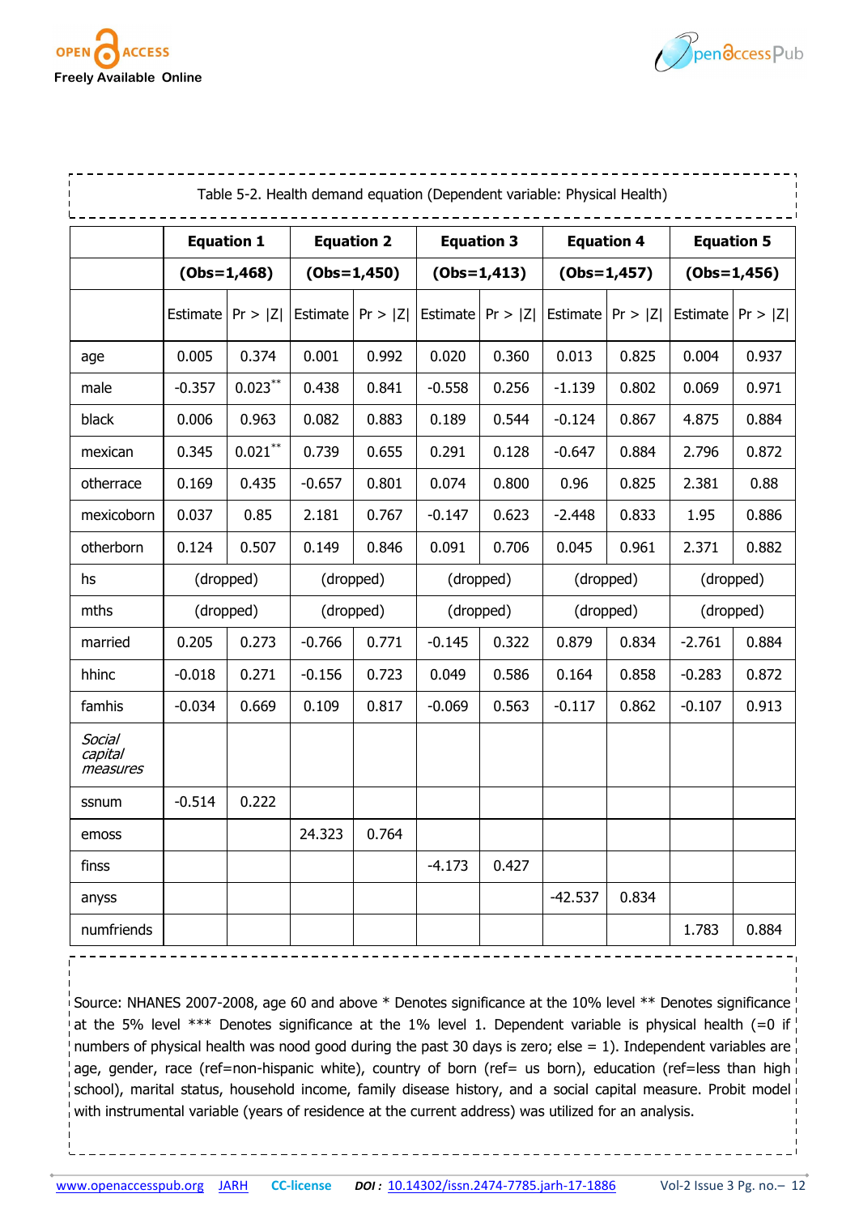Table 5-2. Health demand equation (Dependent variable: Physical Health)

| | **Equation 1** | | **Equation 2** | | **Equation 3** | | **Equation 4** | | **Equation 5** | |
|---|---|---|---|---|---|---|---|---|---|---|
| | **(Obs=1,468)** | | **(Obs=1,450)** | | **(Obs=1,413)** | | **(Obs=1,457)** | | **(Obs=1,456)** | |
| | Estimate | Pr > \|Z\| | Estimate | Pr > \|Z\| | Estimate | Pr > \|Z\| | Estimate | Pr > \|Z\| | Estimate | Pr > \|Z\| |
| age | 0.005 | 0.374 | 0.001 | 0.992 | 0.020 | 0.360 | 0.013 | 0.825 | 0.004 | 0.937 |
| male | -0.357 | 0.023** | 0.438 | 0.841 | -0.558 | 0.256 | -1.139 | 0.802 | 0.069 | 0.971 |
| black | 0.006 | 0.963 | 0.082 | 0.883 | 0.189 | 0.544 | -0.124 | 0.867 | 4.875 | 0.884 |
| mexican | 0.345 | 0.021** | 0.739 | 0.655 | 0.291 | 0.128 | -0.647 | 0.884 | 2.796 | 0.872 |
| otherrace | 0.169 | 0.435 | -0.657 | 0.801 | 0.074 | 0.800 | 0.96 | 0.825 | 2.381 | 0.88 |
| mexicoborn | 0.037 | 0.85 | 2.181 | 0.767 | -0.147 | 0.623 | -2.448 | 0.833 | 1.95 | 0.886 |
| otherborn | 0.124 | 0.507 | 0.149 | 0.846 | 0.091 | 0.706 | 0.045 | 0.961 | 2.371 | 0.882 |
| hs | (dropped) | | (dropped) | | (dropped) | | (dropped) | | (dropped) | |
| mths | (dropped) | | (dropped) | | (dropped) | | (dropped) | | (dropped) | |
| married | 0.205 | 0.273 | -0.766 | 0.771 | -0.145 | 0.322 | 0.879 | 0.834 | -2.761 | 0.884 |
| hhinc | -0.018 | 0.271 | -0.156 | 0.723 | 0.049 | 0.586 | 0.164 | 0.858 | -0.283 | 0.872 |
| famhis | -0.034 | 0.669 | 0.109 | 0.817 | -0.069 | 0.563 | -0.117 | 0.862 | -0.107 | 0.913 |
| *Social capital measures* | | | | | | | | | | |
| ssnum | -0.514 | 0.222 | | | | | | | | |
| emoss | | | 24.323 | 0.764 | | | | | | |
| finss | | | | | -4.173 | 0.427 | | | | |
| anyss | | | | | | | -42.537 | 0.834 | | |
| numfriends | | | | | | | | | 1.783 | 0.884 |

Source: NHANES 2007-2008, age 60 and above * Denotes significance at the 10% level ** Denotes significance at the 5% level *** Denotes significance at the 1% level 1. Dependent variable is physical health (=0 if numbers of physical health was nood good during the past 30 days is zero; else = 1). Independent variables are age, gender, race (ref=non-hispanic white), country of born (ref= us born), education (ref=less than high school), marital status, household income, family disease history, and a social capital measure. Probit model with instrumental variable (years of residence at the current address) was utilized for an analysis.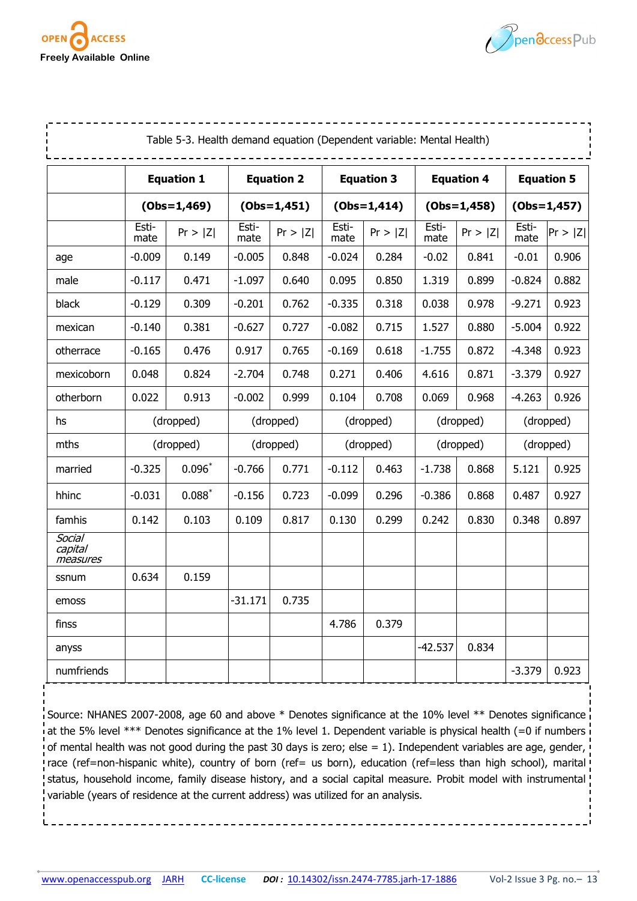Table 5-3. Health demand equation (Dependent variable: Mental Health)

| | Equation 1 | | Equation 2 | | Equation 3 | | Equation 4 | | Equation 5 | |
|---|---|---|---|---|---|---|---|---|---|---|
| | (Obs=1,469) | | (Obs=1,451) | | (Obs=1,414) | | (Obs=1,458) | | (Obs=1,457) | |
| | Esti-mate | Pr > \|Z\| | Esti-mate | Pr > \|Z\| | Esti-mate | Pr > \|Z\| | Esti-mate | Pr > \|Z\| | Esti-mate | Pr > \|Z\| |
| age | -0.009 | 0.149 | -0.005 | 0.848 | -0.024 | 0.284 | -0.02 | 0.841 | -0.01 | 0.906 |
| male | -0.117 | 0.471 | -1.097 | 0.640 | 0.095 | 0.850 | 1.319 | 0.899 | -0.824 | 0.882 |
| black | -0.129 | 0.309 | -0.201 | 0.762 | -0.335 | 0.318 | 0.038 | 0.978 | -9.271 | 0.923 |
| mexican | -0.140 | 0.381 | -0.627 | 0.727 | -0.082 | 0.715 | 1.527 | 0.880 | -5.004 | 0.922 |
| otherrace | -0.165 | 0.476 | 0.917 | 0.765 | -0.169 | 0.618 | -1.755 | 0.872 | -4.348 | 0.923 |
| mexicoborn | 0.048 | 0.824 | -2.704 | 0.748 | 0.271 | 0.406 | 4.616 | 0.871 | -3.379 | 0.927 |
| otherborn | 0.022 | 0.913 | -0.002 | 0.999 | 0.104 | 0.708 | 0.069 | 0.968 | -4.263 | 0.926 |
| hs | (dropped) | | (dropped) | | (dropped) | | (dropped) | | (dropped) | |
| mths | (dropped) | | (dropped) | | (dropped) | | (dropped) | | (dropped) | |
| married | -0.325 | 0.096* | -0.766 | 0.771 | -0.112 | 0.463 | -1.738 | 0.868 | 5.121 | 0.925 |
| hhinc | -0.031 | 0.088* | -0.156 | 0.723 | -0.099 | 0.296 | -0.386 | 0.868 | 0.487 | 0.927 |
| famhis | 0.142 | 0.103 | 0.109 | 0.817 | 0.130 | 0.299 | 0.242 | 0.830 | 0.348 | 0.897 |
| *Social capital measures* | | | | | | | | | | |
| ssnum | 0.634 | 0.159 | | | | | | | | |
| emoss | | | -31.171 | 0.735 | | | | | | |
| finss | | | | | 4.786 | 0.379 | | | | |
| anyss | | | | | | | -42.537 | 0.834 | | |
| numfriends | | | | | | | | | -3.379 | 0.923 |

Source: NHANES 2007-2008, age 60 and above * Denotes significance at the 10% level ** Denotes significance at the 5% level *** Denotes significance at the 1% level 1. Dependent variable is physical health (=0 if numbers of mental health was not good during the past 30 days is zero; else = 1). Independent variables are age, gender, race (ref=non-hispanic white), country of born (ref= us born), education (ref=less than high school), marital status, household income, family disease history, and a social capital measure. Probit model with instrumental variable (years of residence at the current address) was utilized for an analysis.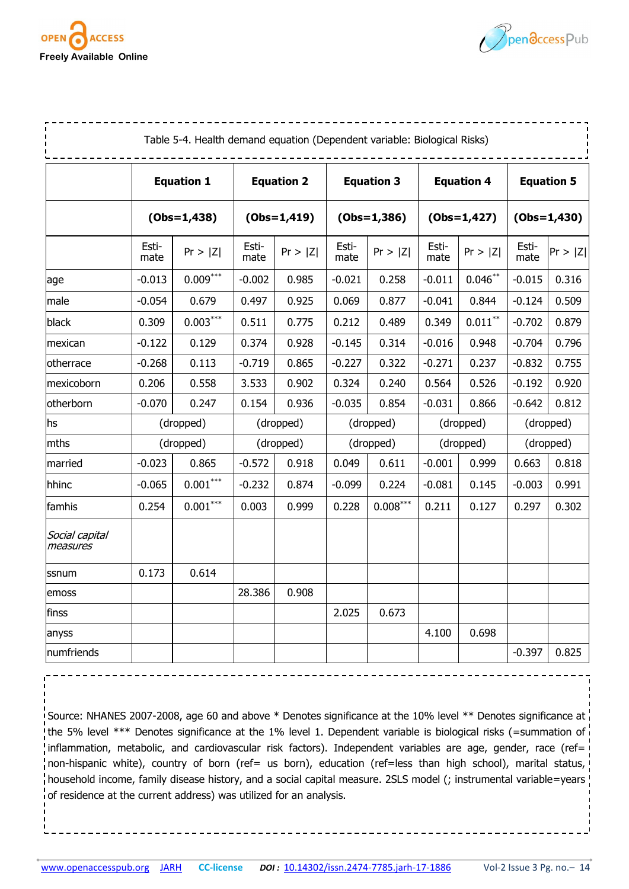Table 5-4. Health demand equation (Dependent variable: Biological Risks)

| | Equation 1 | | Equation 2 | | Equation 3 | | Equation 4 | | Equation 5 | |
|---|---|---|---|---|---|---|---|---|---|---|
| | (Obs=1,438) | | (Obs=1,419) | | (Obs=1,386) | | (Obs=1,427) | | (Obs=1,430) | |
| | Esti-mate | Pr > \|Z\| | Esti-mate | Pr > \|Z\| | Esti-mate | Pr > \|Z\| | Esti-mate | Pr > \|Z\| | Esti-mate | Pr > \|Z\| |
| age | -0.013 | 0.009*** | -0.002 | 0.985 | -0.021 | 0.258 | -0.011 | 0.046** | -0.015 | 0.316 |
| male | -0.054 | 0.679 | 0.497 | 0.925 | 0.069 | 0.877 | -0.041 | 0.844 | -0.124 | 0.509 |
| black | 0.309 | 0.003*** | 0.511 | 0.775 | 0.212 | 0.489 | 0.349 | 0.011** | -0.702 | 0.879 |
| mexican | -0.122 | 0.129 | 0.374 | 0.928 | -0.145 | 0.314 | -0.016 | 0.948 | -0.704 | 0.796 |
| otherrace | -0.268 | 0.113 | -0.719 | 0.865 | -0.227 | 0.322 | -0.271 | 0.237 | -0.832 | 0.755 |
| mexicoborn | 0.206 | 0.558 | 3.533 | 0.902 | 0.324 | 0.240 | 0.564 | 0.526 | -0.192 | 0.920 |
| otherborn | -0.070 | 0.247 | 0.154 | 0.936 | -0.035 | 0.854 | -0.031 | 0.866 | -0.642 | 0.812 |
| hs | (dropped) | | (dropped) | | (dropped) | | (dropped) | | (dropped) | |
| mths | (dropped) | | (dropped) | | (dropped) | | (dropped) | | (dropped) | |
| married | -0.023 | 0.865 | -0.572 | 0.918 | 0.049 | 0.611 | -0.001 | 0.999 | 0.663 | 0.818 |
| hhinc | -0.065 | 0.001*** | -0.232 | 0.874 | -0.099 | 0.224 | -0.081 | 0.145 | -0.003 | 0.991 |
| famhis | 0.254 | 0.001*** | 0.003 | 0.999 | 0.228 | 0.008*** | 0.211 | 0.127 | 0.297 | 0.302 |
| *Social capital measures* | | | | | | | | | | |
| ssnum | 0.173 | 0.614 | | | | | | | | |
| emoss | | | 28.386 | 0.908 | | | | | | |
| finss | | | | | 2.025 | 0.673 | | | | |
| anyss | | | | | | | 4.100 | 0.698 | | |
| numfriends | | | | | | | | | -0.397 | 0.825 |

Source: NHANES 2007-2008, age 60 and above * Denotes significance at the 10% level ** Denotes significance at the 5% level *** Denotes significance at the 1% level 1. Dependent variable is biological risks (=summation of inflammation, metabolic, and cardiovascular risk factors). Independent variables are age, gender, race (ref= non-hispanic white), country of born (ref= us born), education (ref=less than high school), marital status, household income, family disease history, and a social capital measure. 2SLS model (; instrumental variable=years of residence at the current address) was utilized for an analysis.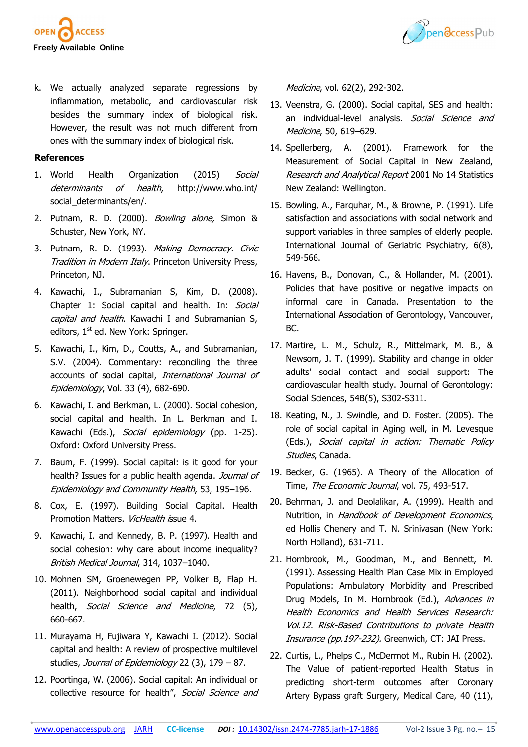k. We actually analyzed separate regressions by inflammation, metabolic, and cardiovascular risk besides the summary index of biological risk. However, the result was not much different from ones with the summary index of biological risk.

**References**

1. World Health Organization (2015) *Social determinants of health*, http://www.who.int/social_determinants/en/.
2. Putnam, R. D. (2000). *Bowling alone,* Simon & Schuster, New York, NY.
3. Putnam, R. D. (1993). *Making Democracy. Civic Tradition in Modern Italy*. Princeton University Press, Princeton, NJ.
4. Kawachi, I., Subramanian S, Kim, D. (2008). Chapter 1: Social capital and health. In: *Social capital and health*. Kawachi I and Subramanian S, editors, 1st ed. New York: Springer.
5. Kawachi, I., Kim, D., Coutts, A., and Subramanian, S.V. (2004). Commentary: reconciling the three accounts of social capital, *International Journal of Epidemiology*, Vol. 33 (4), 682-690.
6. Kawachi, I. and Berkman, L. (2000). Social cohesion, social capital and health. In L. Berkman and I. Kawachi (Eds.), *Social epidemiology* (pp. 1-25). Oxford: Oxford University Press.
7. Baum, F. (1999). Social capital: is it good for your health? Issues for a public health agenda. *Journal of Epidemiology and Community Health*, 53, 195–196.
8. Cox, E. (1997). Building Social Capital. Health Promotion Matters. *VicHealth i*ssue 4.
9. Kawachi, I. and Kennedy, B. P. (1997). Health and social cohesion: why care about income inequality? *British Medical Journal*, 314, 1037–1040.
10. Mohnen SM, Groenewegen PP, Volker B, Flap H. (2011). Neighborhood social capital and individual health, *Social Science and Medicine*, 72 (5), 660-667.
11. Murayama H, Fujiwara Y, Kawachi I. (2012). Social capital and health: A review of prospective multilevel studies, *Journal of Epidemiology* 22 (3), 179 – 87.
12. Poortinga, W. (2006). Social capital: An individual or collective resource for health", *Social Science and Medicine*, vol. 62(2), 292-302.
13. Veenstra, G. (2000). Social capital, SES and health: an individual-level analysis. *Social Science and Medicine*, 50, 619–629.
14. Spellerberg, A. (2001). Framework for the Measurement of Social Capital in New Zealand, *Research and Analytical Report* 2001 No 14 Statistics New Zealand: Wellington.
15. Bowling, A., Farquhar, M., & Browne, P. (1991). Life satisfaction and associations with social network and support variables in three samples of elderly people. International Journal of Geriatric Psychiatry, 6(8), 549-566.
16. Havens, B., Donovan, C., & Hollander, M. (2001). Policies that have positive or negative impacts on informal care in Canada. Presentation to the International Association of Gerontology, Vancouver, BC.
17. Martire, L. M., Schulz, R., Mittelmark, M. B., & Newsom, J. T. (1999). Stability and change in older adults' social contact and social support: The cardiovascular health study. Journal of Gerontology: Social Sciences, 54B(5), S302-S311.
18. Keating, N., J. Swindle, and D. Foster. (2005). The role of social capital in Aging well, in M. Levesque (Eds.), *Social capital in action: Thematic Policy Studies*, Canada.
19. Becker, G. (1965). A Theory of the Allocation of Time, *The Economic Journal*, vol. 75, 493-517.
20. Behrman, J. and Deolalikar, A. (1999). Health and Nutrition, in *Handbook of Development Economics*, ed Hollis Chenery and T. N. Srinivasan (New York: North Holland), 631-711.
21. Hornbrook, M., Goodman, M., and Bennett, M. (1991). Assessing Health Plan Case Mix in Employed Populations: Ambulatory Morbidity and Prescribed Drug Models, In M. Hornbrook (Ed.), *Advances in Health Economics and Health Services Research: Vol.12. Risk-Based Contributions to private Health Insurance (pp.197-232).* Greenwich, CT: JAI Press.
22. Curtis, L., Phelps C., McDermot M., Rubin H. (2002). The Value of patient-reported Health Status in predicting short-term outcomes after Coronary Artery Bypass graft Surgery, Medical Care, 40 (11),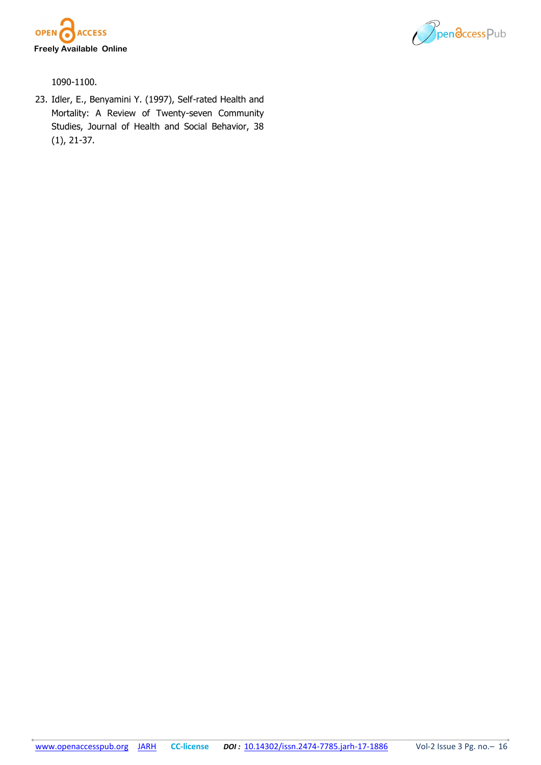1090-1100.

23. Idler, E., Benyamini Y. (1997), Self-rated Health and Mortality: A Review of Twenty-seven Community Studies, Journal of Health and Social Behavior, 38 (1), 21-37.